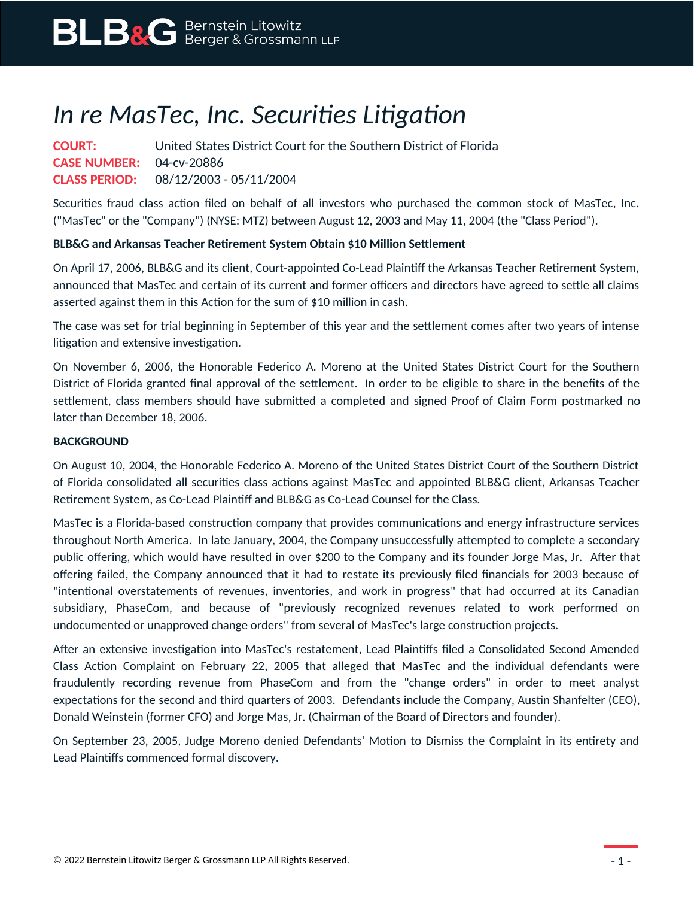# *In re MasTec, Inc. Securities Litigation*

**COURT:** United States District Court for the Southern District of Florida
**CASE NUMBER:** 04-cv-20886
**CLASS PERIOD:** 08/12/2003 - 05/11/2004

Securities fraud class action filed on behalf of all investors who purchased the common stock of MasTec, Inc. ("MasTec" or the "Company") (NYSE: MTZ) between August 12, 2003 and May 11, 2004 (the "Class Period").

**BLB&G and Arkansas Teacher Retirement System Obtain $10 Million Settlement**

On April 17, 2006, BLB&G and its client, Court-appointed Co-Lead Plaintiff the Arkansas Teacher Retirement System, announced that MasTec and certain of its current and former officers and directors have agreed to settle all claims asserted against them in this Action for the sum of $10 million in cash.

The case was set for trial beginning in September of this year and the settlement comes after two years of intense litigation and extensive investigation.

On November 6, 2006, the Honorable Federico A. Moreno at the United States District Court for the Southern District of Florida granted final approval of the settlement. In order to be eligible to share in the benefits of the settlement, class members should have submitted a completed and signed Proof of Claim Form postmarked no later than December 18, 2006.

**BACKGROUND**

On August 10, 2004, the Honorable Federico A. Moreno of the United States District Court of the Southern District of Florida consolidated all securities class actions against MasTec and appointed BLB&G client, Arkansas Teacher Retirement System, as Co-Lead Plaintiff and BLB&G as Co-Lead Counsel for the Class.

MasTec is a Florida-based construction company that provides communications and energy infrastructure services throughout North America. In late January, 2004, the Company unsuccessfully attempted to complete a secondary public offering, which would have resulted in over $200 to the Company and its founder Jorge Mas, Jr. After that offering failed, the Company announced that it had to restate its previously filed financials for 2003 because of "intentional overstatements of revenues, inventories, and work in progress" that had occurred at its Canadian subsidiary, PhaseCom, and because of "previously recognized revenues related to work performed on undocumented or unapproved change orders" from several of MasTec's large construction projects.

After an extensive investigation into MasTec's restatement, Lead Plaintiffs filed a Consolidated Second Amended Class Action Complaint on February 22, 2005 that alleged that MasTec and the individual defendants were fraudulently recording revenue from PhaseCom and from the "change orders" in order to meet analyst expectations for the second and third quarters of 2003. Defendants include the Company, Austin Shanfelter (CEO), Donald Weinstein (former CFO) and Jorge Mas, Jr. (Chairman of the Board of Directors and founder).

On September 23, 2005, Judge Moreno denied Defendants' Motion to Dismiss the Complaint in its entirety and Lead Plaintiffs commenced formal discovery.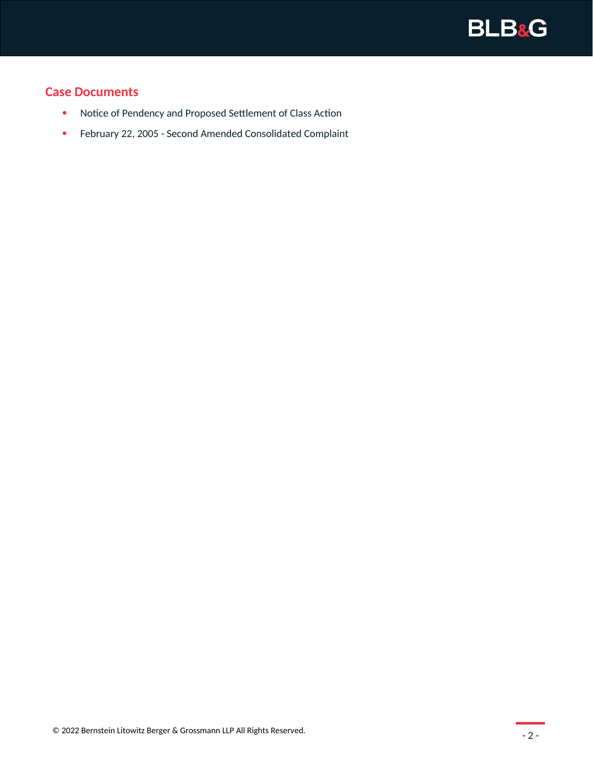## Case Documents

- Notice of Pendency and Proposed Settlement of Class Action
- February 22, 2005 - Second Amended Consolidated Complaint